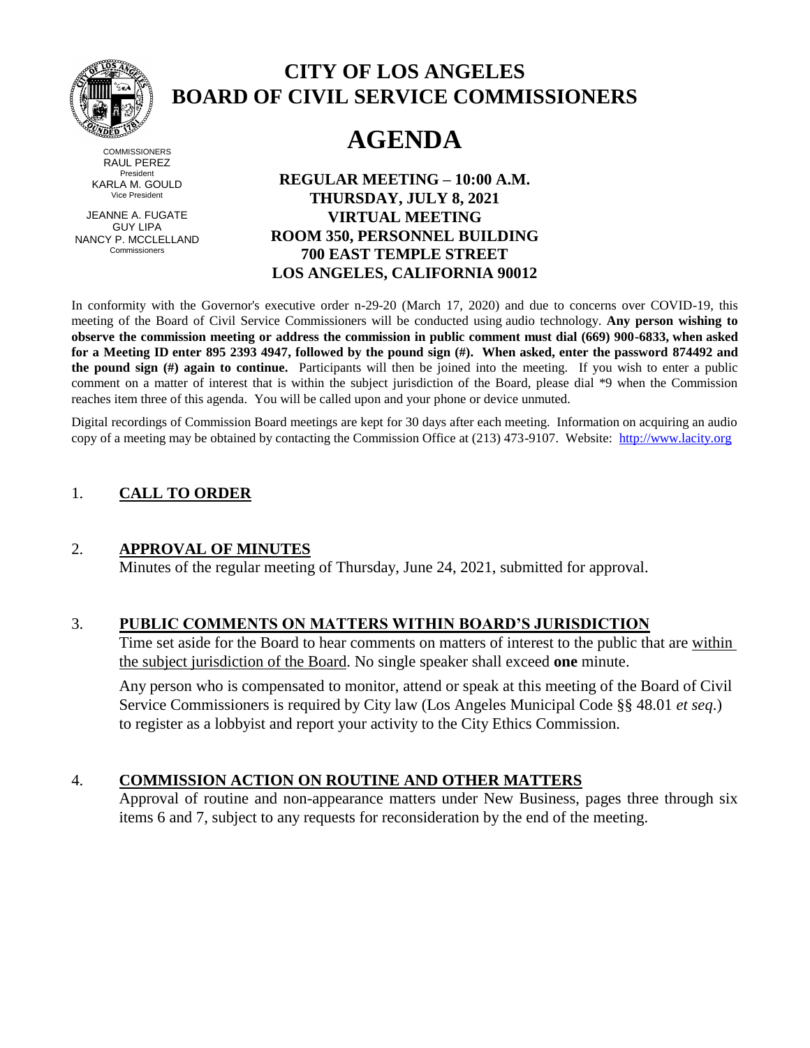# CITY OF LOS ANGELES
# BOARD OF CIVIL SERVICE COMMISSIONERS

# AGENDA

COMMISSIONERS
RAUL PEREZ
President
KARLA M. GOULD
Vice President

JEANNE A. FUGATE
GUY LIPA
NANCY P. MCCLELLAND
Commissioners

**REGULAR MEETING – 10:00 A.M.**
**THURSDAY, JULY 8, 2021**
**VIRTUAL MEETING**
**ROOM 350, PERSONNEL BUILDING**
**700 EAST TEMPLE STREET**
**LOS ANGELES, CALIFORNIA 90012**

In conformity with the Governor's executive order n-29-20 (March 17, 2020) and due to concerns over COVID-19, this meeting of the Board of Civil Service Commissioners will be conducted using audio technology. **Any person wishing to observe the commission meeting or address the commission in public comment must dial (669) 900-6833, when asked for a Meeting ID enter 895 2393 4947, followed by the pound sign (#). When asked, enter the password 874492 and the pound sign (#) again to continue.** Participants will then be joined into the meeting. If you wish to enter a public comment on a matter of interest that is within the subject jurisdiction of the Board, please dial *9 when the Commission reaches item three of this agenda. You will be called upon and your phone or device unmuted.

Digital recordings of Commission Board meetings are kept for 30 days after each meeting. Information on acquiring an audio copy of a meeting may be obtained by contacting the Commission Office at (213) 473-9107. Website: http://www.lacity.org

1. **CALL TO ORDER**

2. **APPROVAL OF MINUTES**
   Minutes of the regular meeting of Thursday, June 24, 2021, submitted for approval.

3. **PUBLIC COMMENTS ON MATTERS WITHIN BOARD'S JURISDICTION**
   Time set aside for the Board to hear comments on matters of interest to the public that are within the subject jurisdiction of the Board. No single speaker shall exceed **one** minute.

   Any person who is compensated to monitor, attend or speak at this meeting of the Board of Civil Service Commissioners is required by City law (Los Angeles Municipal Code §§ 48.01 *et seq*.) to register as a lobbyist and report your activity to the City Ethics Commission.

4. **COMMISSION ACTION ON ROUTINE AND OTHER MATTERS**
   Approval of routine and non-appearance matters under New Business, pages three through six items 6 and 7, subject to any requests for reconsideration by the end of the meeting.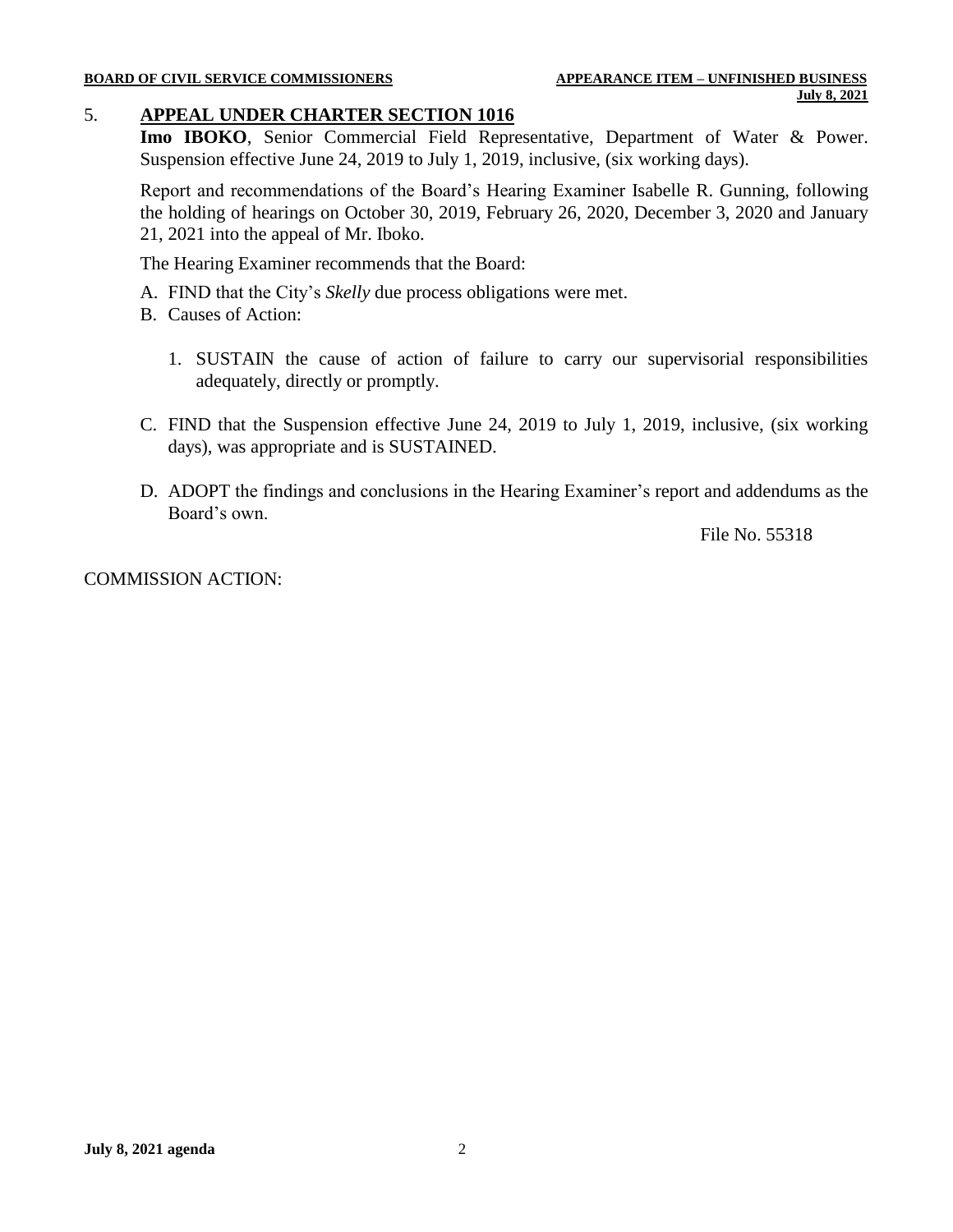## 5. APPEAL UNDER CHARTER SECTION 1016

**Imo IBOKO**, Senior Commercial Field Representative, Department of Water & Power. Suspension effective June 24, 2019 to July 1, 2019, inclusive, (six working days).

Report and recommendations of the Board's Hearing Examiner Isabelle R. Gunning, following the holding of hearings on October 30, 2019, February 26, 2020, December 3, 2020 and January 21, 2021 into the appeal of Mr. Iboko.

The Hearing Examiner recommends that the Board:

A. FIND that the City's *Skelly* due process obligations were met.

B. Causes of Action:

   1. SUSTAIN the cause of action of failure to carry our supervisorial responsibilities adequately, directly or promptly.

C. FIND that the Suspension effective June 24, 2019 to July 1, 2019, inclusive, (six working days), was appropriate and is SUSTAINED.

D. ADOPT the findings and conclusions in the Hearing Examiner's report and addendums as the Board's own.

File No. 55318

COMMISSION ACTION: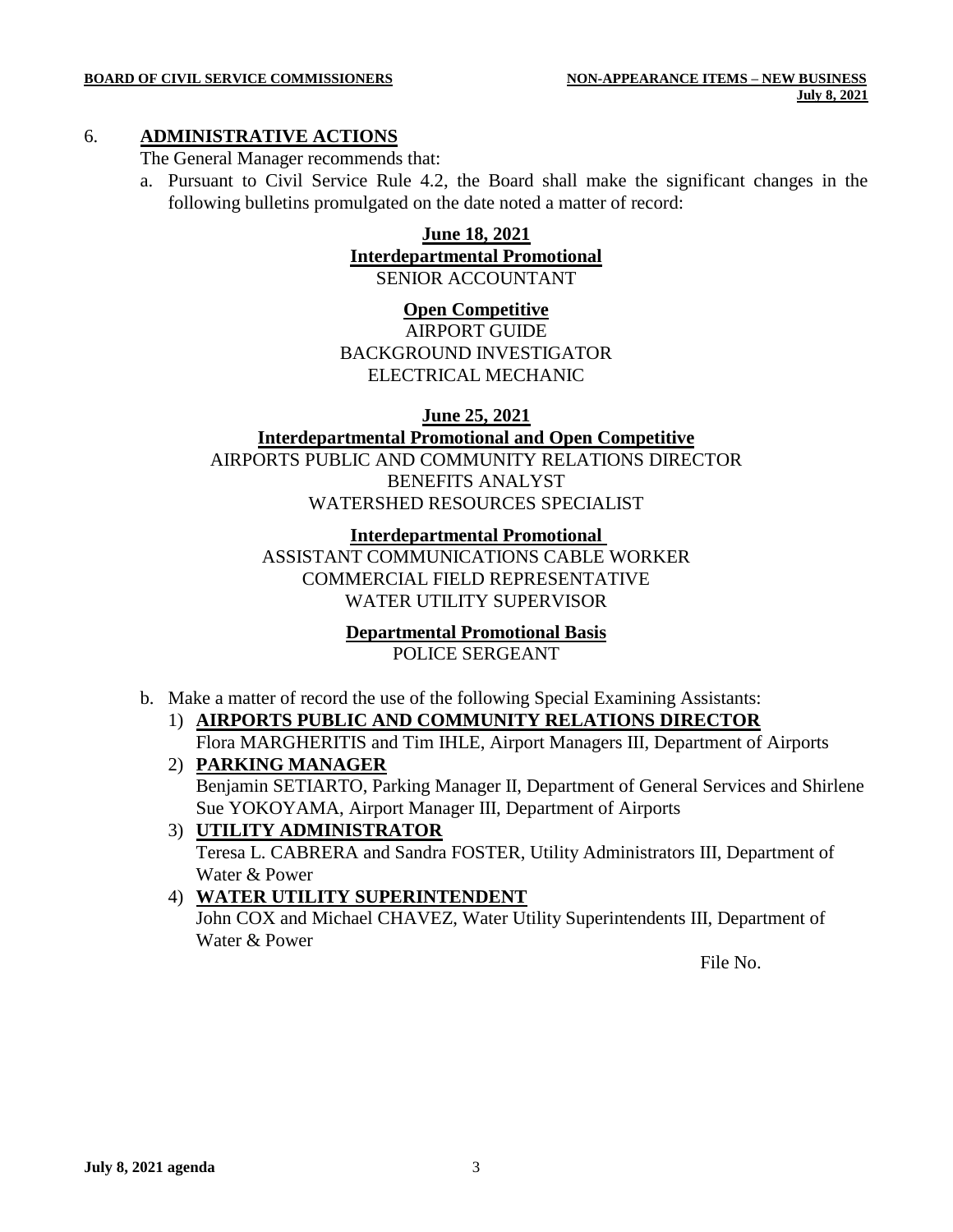## 6. **ADMINISTRATIVE ACTIONS**

The General Manager recommends that:

a. Pursuant to Civil Service Rule 4.2, the Board shall make the significant changes in the following bulletins promulgated on the date noted a matter of record:

**June 18, 2021**

**Interdepartmental Promotional**

SENIOR ACCOUNTANT

**Open Competitive**

AIRPORT GUIDE
BACKGROUND INVESTIGATOR
ELECTRICAL MECHANIC

**June 25, 2021**

**Interdepartmental Promotional and Open Competitive**

AIRPORTS PUBLIC AND COMMUNITY RELATIONS DIRECTOR
BENEFITS ANALYST
WATERSHED RESOURCES SPECIALIST

**Interdepartmental Promotional**

ASSISTANT COMMUNICATIONS CABLE WORKER
COMMERCIAL FIELD REPRESENTATIVE
WATER UTILITY SUPERVISOR

**Departmental Promotional Basis**

POLICE SERGEANT

b. Make a matter of record the use of the following Special Examining Assistants:

1) **AIRPORTS PUBLIC AND COMMUNITY RELATIONS DIRECTOR**
   Flora MARGHERITIS and Tim IHLE, Airport Managers III, Department of Airports
2) **PARKING MANAGER**
   Benjamin SETIARTO, Parking Manager II, Department of General Services and Shirlene Sue YOKOYAMA, Airport Manager III, Department of Airports
3) **UTILITY ADMINISTRATOR**
   Teresa L. CABRERA and Sandra FOSTER, Utility Administrators III, Department of Water & Power
4) **WATER UTILITY SUPERINTENDENT**
   John COX and Michael CHAVEZ, Water Utility Superintendents III, Department of Water & Power

File No.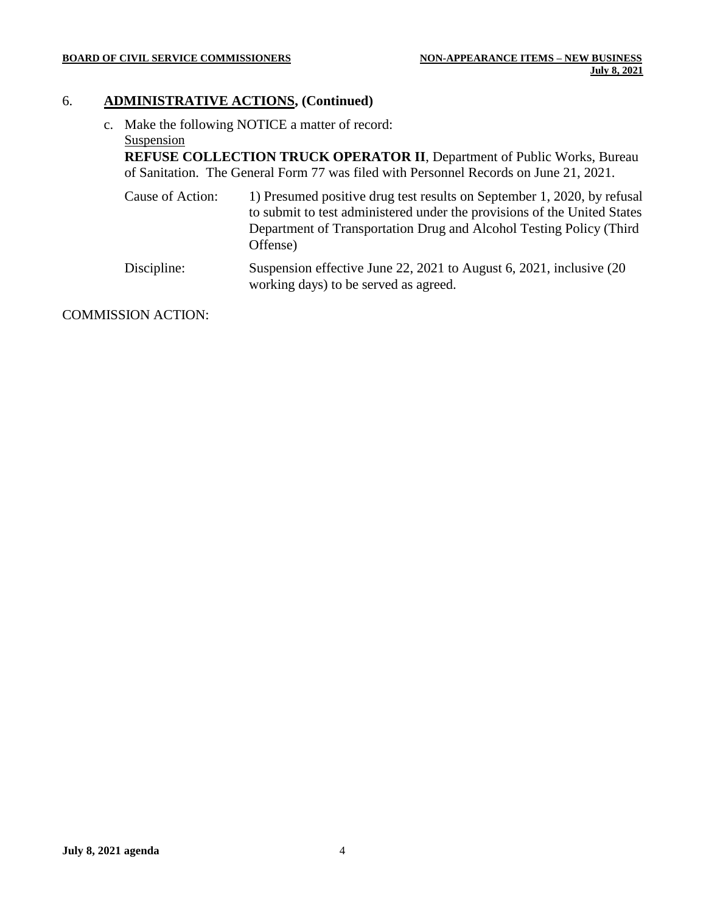## 6. **ADMINISTRATIVE ACTIONS, (Continued)**

c. Make the following NOTICE a matter of record:

Suspension

**REFUSE COLLECTION TRUCK OPERATOR II**, Department of Public Works, Bureau of Sanitation. The General Form 77 was filed with Personnel Records on June 21, 2021.

| | |
|---|---|
| Cause of Action: | 1) Presumed positive drug test results on September 1, 2020, by refusal to submit to test administered under the provisions of the United States Department of Transportation Drug and Alcohol Testing Policy (Third Offense) |
| Discipline: | Suspension effective June 22, 2021 to August 6, 2021, inclusive (20 working days) to be served as agreed. |

COMMISSION ACTION: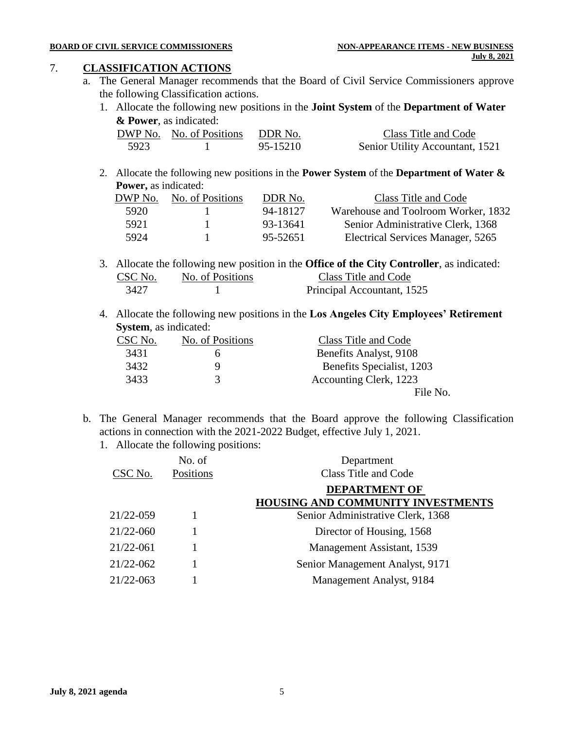## 7. CLASSIFICATION ACTIONS

a. The General Manager recommends that the Board of Civil Service Commissioners approve the following Classification actions.

1. Allocate the following new positions in the **Joint System** of the **Department of Water & Power**, as indicated:

| DWP No. | No. of Positions | DDR No. | Class Title and Code |
|---|---|---|---|
| 5923 | 1 | 95-15210 | Senior Utility Accountant, 1521 |

2. Allocate the following new positions in the **Power System** of the **Department of Water & Power,** as indicated:

| DWP No. | No. of Positions | DDR No. | Class Title and Code |
|---|---|---|---|
| 5920 | 1 | 94-18127 | Warehouse and Toolroom Worker, 1832 |
| 5921 | 1 | 93-13641 | Senior Administrative Clerk, 1368 |
| 5924 | 1 | 95-52651 | Electrical Services Manager, 5265 |

3. Allocate the following new position in the **Office of the City Controller**, as indicated:

| CSC No. | No. of Positions | Class Title and Code |
|---|---|---|
| 3427 | 1 | Principal Accountant, 1525 |

4. Allocate the following new positions in the **Los Angeles City Employees' Retirement System**, as indicated:

| CSC No. | No. of Positions | Class Title and Code |
|---|---|---|
| 3431 | 6 | Benefits Analyst, 9108 |
| 3432 | 9 | Benefits Specialist, 1203 |
| 3433 | 3 | Accounting Clerk, 1223 |

File No.

b. The General Manager recommends that the Board approve the following Classification actions in connection with the 2021-2022 Budget, effective July 1, 2021.

1. Allocate the following positions:

| CSC No. | No. of Positions | Department<br>Class Title and Code |
|---|---|---|
| | | **DEPARTMENT OF HOUSING AND COMMUNITY INVESTMENTS** |
| 21/22-059 | 1 | Senior Administrative Clerk, 1368 |
| 21/22-060 | 1 | Director of Housing, 1568 |
| 21/22-061 | 1 | Management Assistant, 1539 |
| 21/22-062 | 1 | Senior Management Analyst, 9171 |
| 21/22-063 | 1 | Management Analyst, 9184 |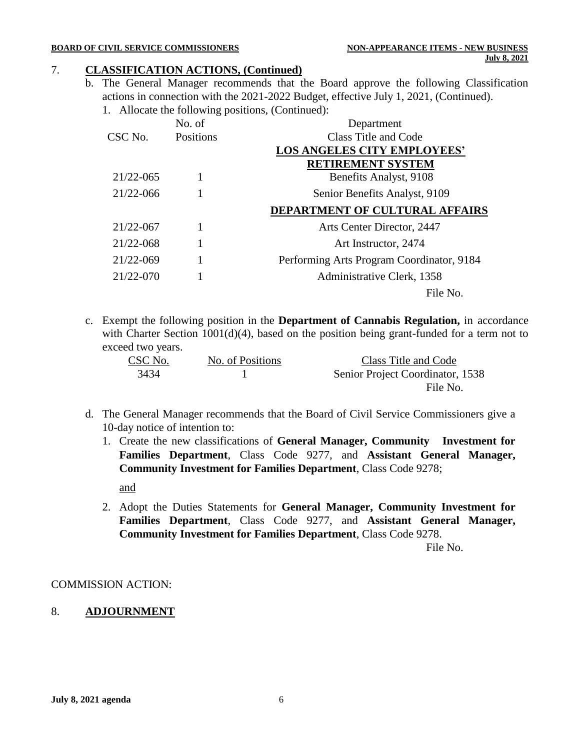7. **CLASSIFICATION ACTIONS, (Continued)**

b. The General Manager recommends that the Board approve the following Classification actions in connection with the 2021-2022 Budget, effective July 1, 2021, (Continued).

1. Allocate the following positions, (Continued):

| CSC No. | No. of Positions | Department Class Title and Code |
|---|---|---|
| | | **LOS ANGELES CITY EMPLOYEES' RETIREMENT SYSTEM** |
| 21/22-065 | 1 | Benefits Analyst, 9108 |
| 21/22-066 | 1 | Senior Benefits Analyst, 9109 |
| | | **DEPARTMENT OF CULTURAL AFFAIRS** |
| 21/22-067 | 1 | Arts Center Director, 2447 |
| 21/22-068 | 1 | Art Instructor, 2474 |
| 21/22-069 | 1 | Performing Arts Program Coordinator, 9184 |
| 21/22-070 | 1 | Administrative Clerk, 1358 |

File No.

c. Exempt the following position in the **Department of Cannabis Regulation,** in accordance with Charter Section 1001(d)(4), based on the position being grant-funded for a term not to exceed two years.

| CSC No. | No. of Positions | Class Title and Code |
|---|---|---|
| 3434 | 1 | Senior Project Coordinator, 1538 |

File No.

d. The General Manager recommends that the Board of Civil Service Commissioners give a 10-day notice of intention to:

1. Create the new classifications of **General Manager, Community Investment for Families Department**, Class Code 9277, and **Assistant General Manager, Community Investment for Families Department**, Class Code 9278;

and

2. Adopt the Duties Statements for **General Manager, Community Investment for Families Department**, Class Code 9277, and **Assistant General Manager, Community Investment for Families Department**, Class Code 9278.

File No.

COMMISSION ACTION:

8. **ADJOURNMENT**